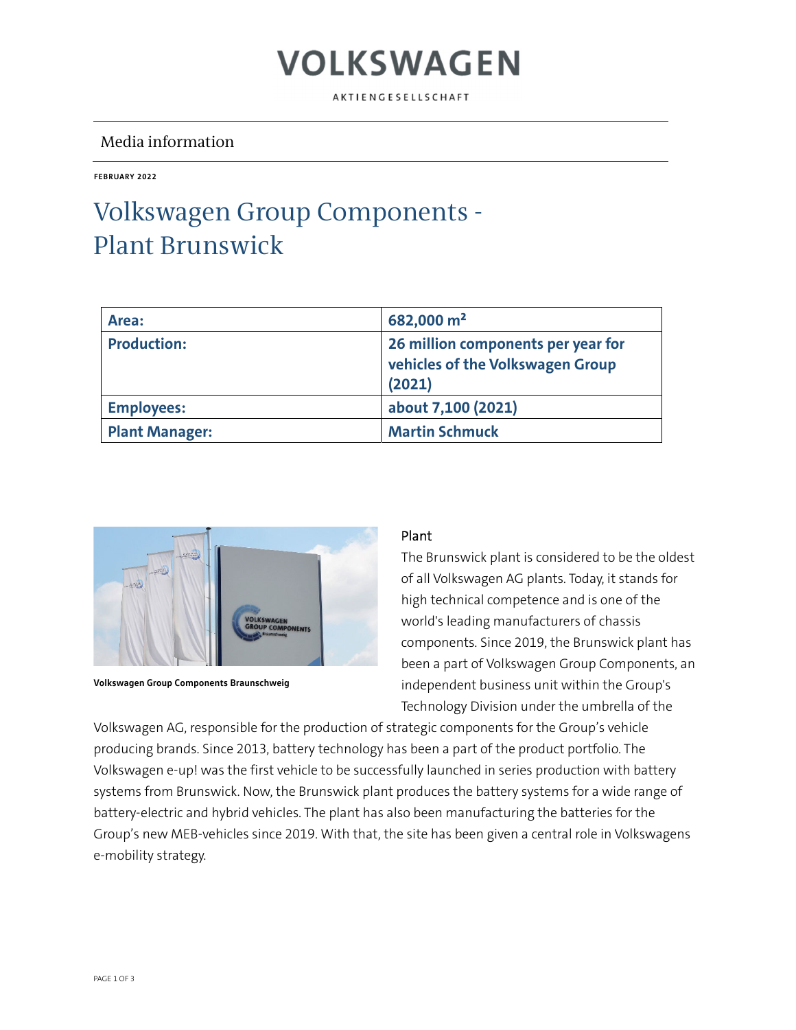# VOLKSWAGEN

AKTIENGESELLSCHAFT

Media information

**FEBRUARY 2022**

# Volkswagen Group Components - Plant Brunswick

| **Area:** | **682,000 m²** |
|---|---|
| **Production:** | **26 million components per year for vehicles of the Volkswagen Group (2021)** |
| **Employees:** | **about 7,100 (2021)** |
| **Plant Manager:** | **Martin Schmuck** |

**Volkswagen Group Components Braunschweig**

## Plant

The Brunswick plant is considered to be the oldest of all Volkswagen AG plants. Today, it stands for high technical competence and is one of the world's leading manufacturers of chassis components. Since 2019, the Brunswick plant has been a part of Volkswagen Group Components, an independent business unit within the Group's Technology Division under the umbrella of the Volkswagen AG, responsible for the production of strategic components for the Group's vehicle producing brands. Since 2013, battery technology has been a part of the product portfolio. The Volkswagen e-up! was the first vehicle to be successfully launched in series production with battery systems from Brunswick. Now, the Brunswick plant produces the battery systems for a wide range of battery-electric and hybrid vehicles. The plant has also been manufacturing the batteries for the Group's new MEB-vehicles since 2019. With that, the site has been given a central role in Volkswagens e-mobility strategy.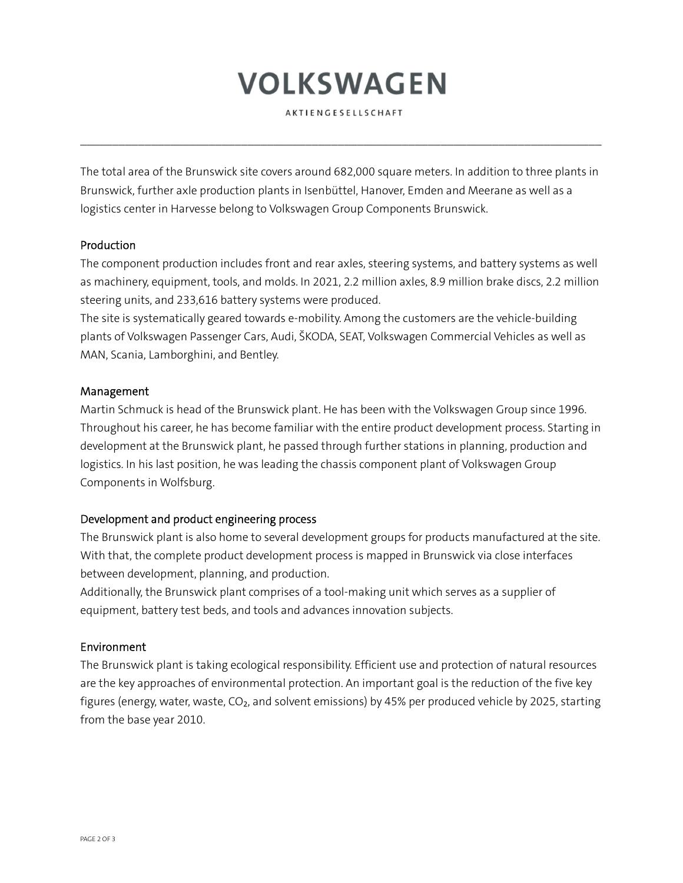The total area of the Brunswick site covers around 682,000 square meters. In addition to three plants in Brunswick, further axle production plants in Isenbüttel, Hanover, Emden and Meerane as well as a logistics center in Harvesse belong to Volkswagen Group Components Brunswick.

## Production

The component production includes front and rear axles, steering systems, and battery systems as well as machinery, equipment, tools, and molds. In 2021, 2.2 million axles, 8.9 million brake discs, 2.2 million steering units, and 233,616 battery systems were produced.
The site is systematically geared towards e-mobility. Among the customers are the vehicle-building plants of Volkswagen Passenger Cars, Audi, ŠKODA, SEAT, Volkswagen Commercial Vehicles as well as MAN, Scania, Lamborghini, and Bentley.

## Management

Martin Schmuck is head of the Brunswick plant. He has been with the Volkswagen Group since 1996. Throughout his career, he has become familiar with the entire product development process. Starting in development at the Brunswick plant, he passed through further stations in planning, production and logistics. In his last position, he was leading the chassis component plant of Volkswagen Group Components in Wolfsburg.

## Development and product engineering process

The Brunswick plant is also home to several development groups for products manufactured at the site. With that, the complete product development process is mapped in Brunswick via close interfaces between development, planning, and production.
Additionally, the Brunswick plant comprises of a tool-making unit which serves as a supplier of equipment, battery test beds, and tools and advances innovation subjects.

## Environment

The Brunswick plant is taking ecological responsibility. Efficient use and protection of natural resources are the key approaches of environmental protection. An important goal is the reduction of the five key figures (energy, water, waste, $CO_2$, and solvent emissions) by 45% per produced vehicle by 2025, starting from the base year 2010.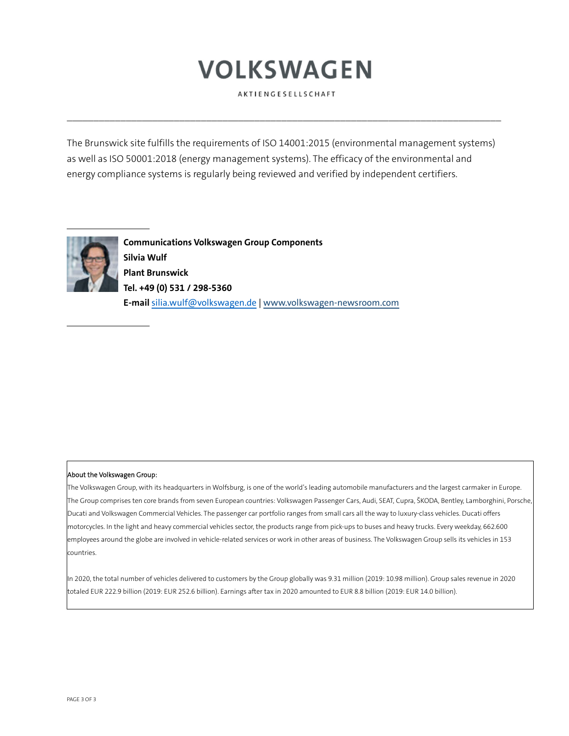VOLKSWAGEN

AKTIENGESELLSCHAFT

The Brunswick site fulfills the requirements of ISO 14001:2015 (environmental management systems) as well as ISO 50001:2018 (energy management systems). The efficacy of the environmental and energy compliance systems is regularly being reviewed and verified by independent certifiers.

**Communications Volkswagen Group Components**
**Silvia Wulf**
**Plant Brunswick**
**Tel. +49 (0) 531 / 298-5360**
**E-mail** silia.wulf@volkswagen.de | www.volkswagen-newsroom.com

About the Volkswagen Group:

The Volkswagen Group, with its headquarters in Wolfsburg, is one of the world's leading automobile manufacturers and the largest carmaker in Europe. The Group comprises ten core brands from seven European countries: Volkswagen Passenger Cars, Audi, SEAT, Cupra, ŠKODA, Bentley, Lamborghini, Porsche, Ducati and Volkswagen Commercial Vehicles. The passenger car portfolio ranges from small cars all the way to luxury-class vehicles. Ducati offers motorcycles. In the light and heavy commercial vehicles sector, the products range from pick-ups to buses and heavy trucks. Every weekday, 662.600 employees around the globe are involved in vehicle-related services or work in other areas of business. The Volkswagen Group sells its vehicles in 153 countries.

In 2020, the total number of vehicles delivered to customers by the Group globally was 9.31 million (2019: 10.98 million). Group sales revenue in 2020 totaled EUR 222.9 billion (2019: EUR 252.6 billion). Earnings after tax in 2020 amounted to EUR 8.8 billion (2019: EUR 14.0 billion).